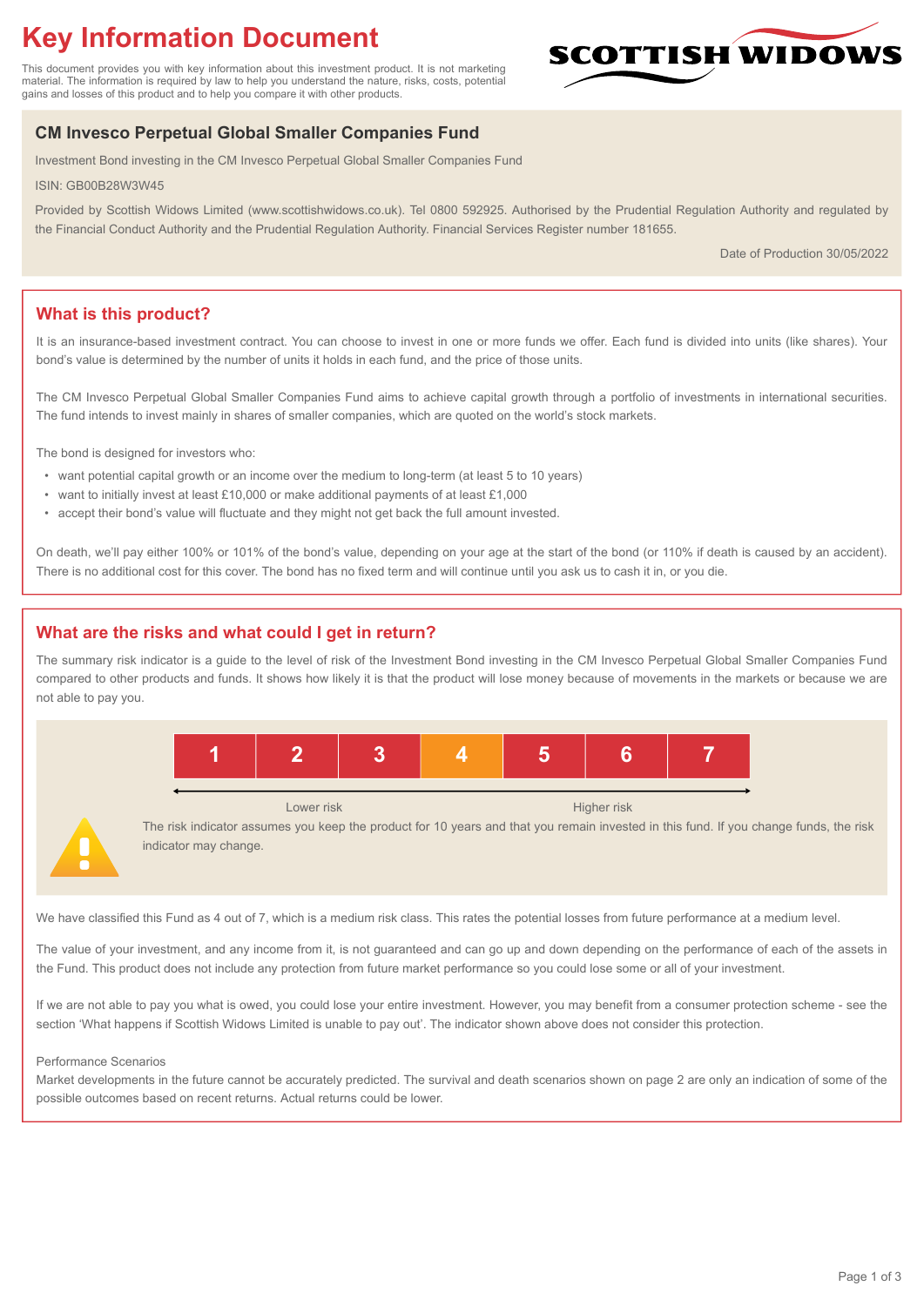# Key Information Document

This document provides you with key information about this investment product. It is not marketing material. The information is required by law to help you understand the nature, risks, costs, potential gains and losses of this product and to help you compare it with other products.

SCOTTISH WIDOWS

## CM Invesco Perpetual Global Smaller Companies Fund

Investment Bond investing in the CM Invesco Perpetual Global Smaller Companies Fund

ISIN: GB00B28W3W45

Provided by Scottish Widows Limited (www.scottishwidows.co.uk). Tel 0800 592925. Authorised by the Prudential Regulation Authority and regulated by the Financial Conduct Authority and the Prudential Regulation Authority. Financial Services Register number 181655.

Date of Production 30/05/2022

## What is this product?

It is an insurance-based investment contract. You can choose to invest in one or more funds we offer. Each fund is divided into units (like shares). Your bond's value is determined by the number of units it holds in each fund, and the price of those units.

The CM Invesco Perpetual Global Smaller Companies Fund aims to achieve capital growth through a portfolio of investments in international securities. The fund intends to invest mainly in shares of smaller companies, which are quoted on the world's stock markets.

The bond is designed for investors who:

- want potential capital growth or an income over the medium to long-term (at least 5 to 10 years)
- want to initially invest at least £10,000 or make additional payments of at least £1,000
- accept their bond's value will fluctuate and they might not get back the full amount invested.

On death, we'll pay either 100% or 101% of the bond's value, depending on your age at the start of the bond (or 110% if death is caused by an accident). There is no additional cost for this cover. The bond has no fixed term and will continue until you ask us to cash it in, or you die.

## What are the risks and what could I get in return?

The summary risk indicator is a guide to the level of risk of the Investment Bond investing in the CM Invesco Perpetual Global Smaller Companies Fund compared to other products and funds. It shows how likely it is that the product will lose money because of movements in the markets or because we are not able to pay you.

| 1 | 2 | 3 | **4** | 5 | 6 | 7 |
|---|---|---|---|---|---|---|

Lower risk ← → Higher risk

The risk indicator assumes you keep the product for 10 years and that you remain invested in this fund. If you change funds, the risk indicator may change.

We have classified this Fund as 4 out of 7, which is a medium risk class. This rates the potential losses from future performance at a medium level.

The value of your investment, and any income from it, is not guaranteed and can go up and down depending on the performance of each of the assets in the Fund. This product does not include any protection from future market performance so you could lose some or all of your investment.

If we are not able to pay you what is owed, you could lose your entire investment. However, you may benefit from a consumer protection scheme - see the section 'What happens if Scottish Widows Limited is unable to pay out'. The indicator shown above does not consider this protection.

Performance Scenarios

Market developments in the future cannot be accurately predicted. The survival and death scenarios shown on page 2 are only an indication of some of the possible outcomes based on recent returns. Actual returns could be lower.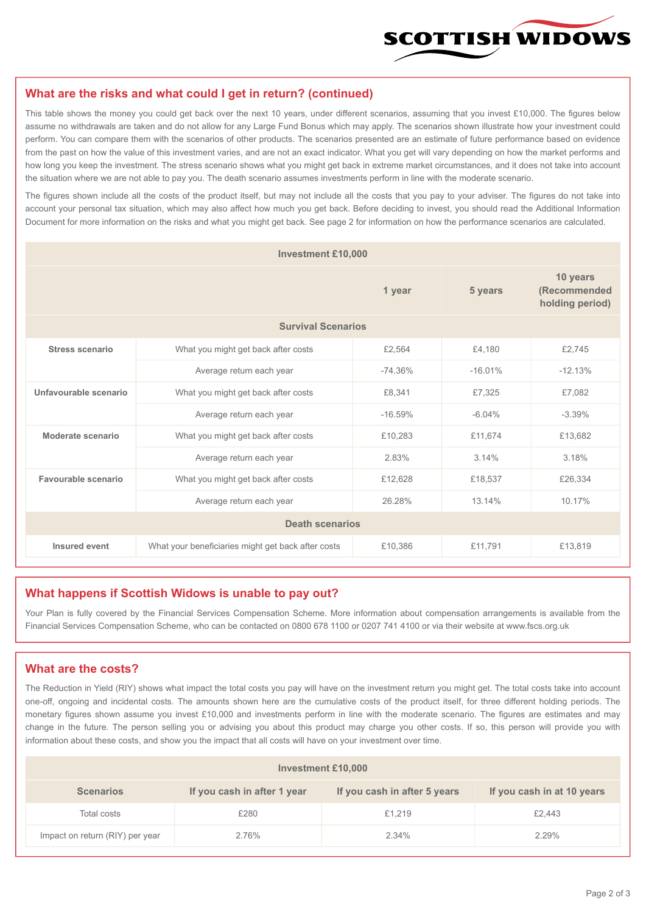## What are the risks and what could I get in return? (continued)

This table shows the money you could get back over the next 10 years, under different scenarios, assuming that you invest £10,000. The figures below assume no withdrawals are taken and do not allow for any Large Fund Bonus which may apply. The scenarios shown illustrate how your investment could perform. You can compare them with the scenarios of other products. The scenarios presented are an estimate of future performance based on evidence from the past on how the value of this investment varies, and are not an exact indicator. What you get will vary depending on how the market performs and how long you keep the investment. The stress scenario shows what you might get back in extreme market circumstances, and it does not take into account the situation where we are not able to pay you. The death scenario assumes investments perform in line with the moderate scenario.

The figures shown include all the costs of the product itself, but may not include all the costs that you pay to your adviser. The figures do not take into account your personal tax situation, which may also affect how much you get back. Before deciding to invest, you should read the Additional Information Document for more information on the risks and what you might get back. See page 2 for information on how the performance scenarios are calculated.

| Investment £10,000 | | | | |
|---|---|---|---|---|
| | | 1 year | 5 years | 10 years (Recommended holding period) |
| **Survival Scenarios** | | | | |
| **Stress scenario** | What you might get back after costs | £2,564 | £4,180 | £2,745 |
| | Average return each year | -74.36% | -16.01% | -12.13% |
| **Unfavourable scenario** | What you might get back after costs | £8,341 | £7,325 | £7,082 |
| | Average return each year | -16.59% | -6.04% | -3.39% |
| **Moderate scenario** | What you might get back after costs | £10,283 | £11,674 | £13,682 |
| | Average return each year | 2.83% | 3.14% | 3.18% |
| **Favourable scenario** | What you might get back after costs | £12,628 | £18,537 | £26,334 |
| | Average return each year | 26.28% | 13.14% | 10.17% |
| **Death scenarios** | | | | |
| **Insured event** | What your beneficiaries might get back after costs | £10,386 | £11,791 | £13,819 |

## What happens if Scottish Widows is unable to pay out?

Your Plan is fully covered by the Financial Services Compensation Scheme. More information about compensation arrangements is available from the Financial Services Compensation Scheme, who can be contacted on 0800 678 1100 or 0207 741 4100 or via their website at www.fscs.org.uk

## What are the costs?

The Reduction in Yield (RIY) shows what impact the total costs you pay will have on the investment return you might get. The total costs take into account one-off, ongoing and incidental costs. The amounts shown here are the cumulative costs of the product itself, for three different holding periods. The monetary figures shown assume you invest £10,000 and investments perform in line with the moderate scenario. The figures are estimates and may change in the future. The person selling you or advising you about this product may charge you other costs. If so, this person will provide you with information about these costs, and show you the impact that all costs will have on your investment over time.

| Investment £10,000 | | | |
|---|---|---|---|
| **Scenarios** | **If you cash in after 1 year** | **If you cash in after 5 years** | **If you cash in at 10 years** |
| Total costs | £280 | £1,219 | £2,443 |
| Impact on return (RIY) per year | 2.76% | 2.34% | 2.29% |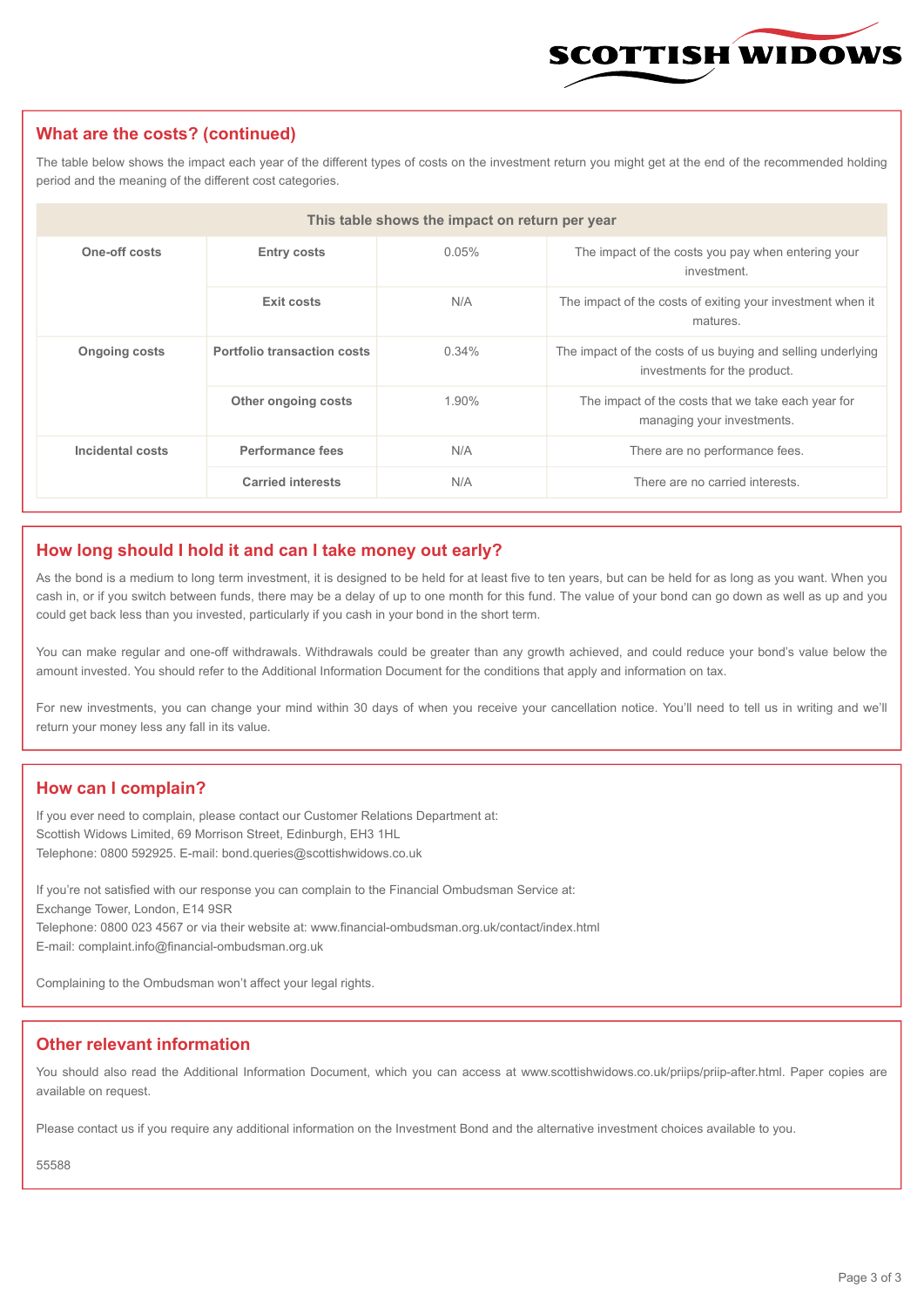## What are the costs? (continued)

The table below shows the impact each year of the different types of costs on the investment return you might get at the end of the recommended holding period and the meaning of the different cost categories.

| This table shows the impact on return per year | | | |
|---|---|---|---|
| **One-off costs** | **Entry costs** | 0.05% | The impact of the costs you pay when entering your investment. |
| | **Exit costs** | N/A | The impact of the costs of exiting your investment when it matures. |
| **Ongoing costs** | **Portfolio transaction costs** | 0.34% | The impact of the costs of us buying and selling underlying investments for the product. |
| | **Other ongoing costs** | 1.90% | The impact of the costs that we take each year for managing your investments. |
| **Incidental costs** | **Performance fees** | N/A | There are no performance fees. |
| | **Carried interests** | N/A | There are no carried interests. |

## How long should I hold it and can I take money out early?

As the bond is a medium to long term investment, it is designed to be held for at least five to ten years, but can be held for as long as you want. When you cash in, or if you switch between funds, there may be a delay of up to one month for this fund. The value of your bond can go down as well as up and you could get back less than you invested, particularly if you cash in your bond in the short term.

You can make regular and one-off withdrawals. Withdrawals could be greater than any growth achieved, and could reduce your bond's value below the amount invested. You should refer to the Additional Information Document for the conditions that apply and information on tax.

For new investments, you can change your mind within 30 days of when you receive your cancellation notice. You'll need to tell us in writing and we'll return your money less any fall in its value.

## How can I complain?

If you ever need to complain, please contact our Customer Relations Department at:
Scottish Widows Limited, 69 Morrison Street, Edinburgh, EH3 1HL
Telephone: 0800 592925. E-mail: bond.queries@scottishwidows.co.uk

If you're not satisfied with our response you can complain to the Financial Ombudsman Service at:
Exchange Tower, London, E14 9SR
Telephone: 0800 023 4567 or via their website at: www.financial-ombudsman.org.uk/contact/index.html
E-mail: complaint.info@financial-ombudsman.org.uk

Complaining to the Ombudsman won't affect your legal rights.

## Other relevant information

You should also read the Additional Information Document, which you can access at www.scottishwidows.co.uk/priips/priip-after.html. Paper copies are available on request.

Please contact us if you require any additional information on the Investment Bond and the alternative investment choices available to you.

55588